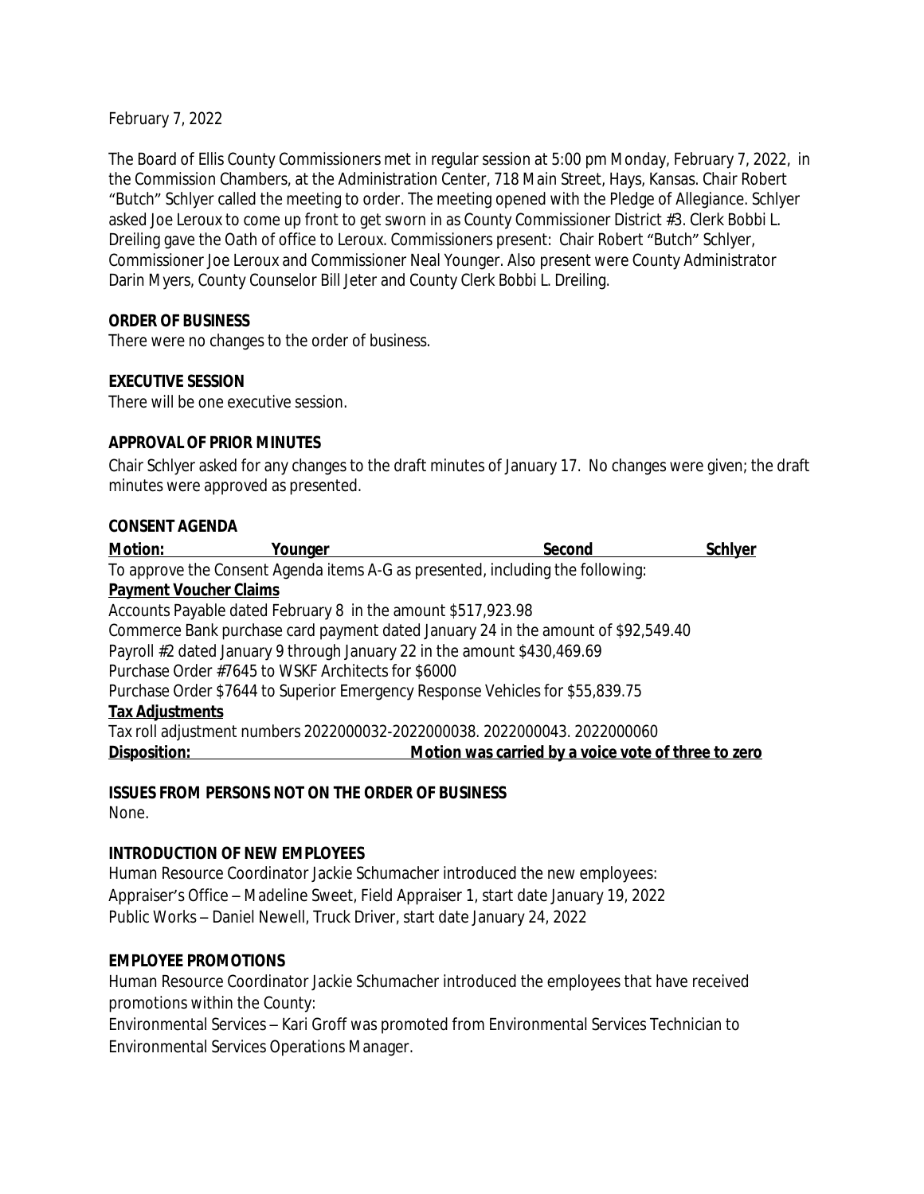February 7, 2022

The Board of Ellis County Commissioners met in regular session at 5:00 pm Monday, February 7, 2022, in the Commission Chambers, at the Administration Center, 718 Main Street, Hays, Kansas. Chair Robert "Butch" Schlyer called the meeting to order. The meeting opened with the Pledge of Allegiance. Schlyer asked Joe Leroux to come up front to get sworn in as County Commissioner District #3. Clerk Bobbi L. Dreiling gave the Oath of office to Leroux. Commissioners present: Chair Robert "Butch" Schlyer, Commissioner Joe Leroux and Commissioner Neal Younger. Also present were County Administrator Darin Myers, County Counselor Bill Jeter and County Clerk Bobbi L. Dreiling.

**ORDER OF BUSINESS**

There were no changes to the order of business.

**EXECUTIVE SESSION**

There will be one executive session.

**APPROVAL OF PRIOR MINUTES**

Chair Schlyer asked for any changes to the draft minutes of January 17. No changes were given; the draft minutes were approved as presented.

**CONSENT AGENDA**

**Motion:** **Younger** **Second** **Schlyer**

To approve the Consent Agenda items A-G as presented, including the following:

**Payment Voucher Claims**

Accounts Payable dated February 8 in the amount $517,923.98

Commerce Bank purchase card payment dated January 24 in the amount of $92,549.40

Payroll #2 dated January 9 through January 22 in the amount $430,469.69

Purchase Order #7645 to WSKF Architects for $6000

Purchase Order $7644 to Superior Emergency Response Vehicles for $55,839.75

**Tax Adjustments**

Tax roll adjustment numbers 2022000032-2022000038. 2022000043. 2022000060

**Disposition:** **Motion was carried by a voice vote of three to zero**

**ISSUES FROM PERSONS NOT ON THE ORDER OF BUSINESS**

None.

**INTRODUCTION OF NEW EMPLOYEES**

Human Resource Coordinator Jackie Schumacher introduced the new employees:

Appraiser's Office – Madeline Sweet, Field Appraiser 1, start date January 19, 2022

Public Works – Daniel Newell, Truck Driver, start date January 24, 2022

**EMPLOYEE PROMOTIONS**

Human Resource Coordinator Jackie Schumacher introduced the employees that have received promotions within the County:

Environmental Services – Kari Groff was promoted from Environmental Services Technician to Environmental Services Operations Manager.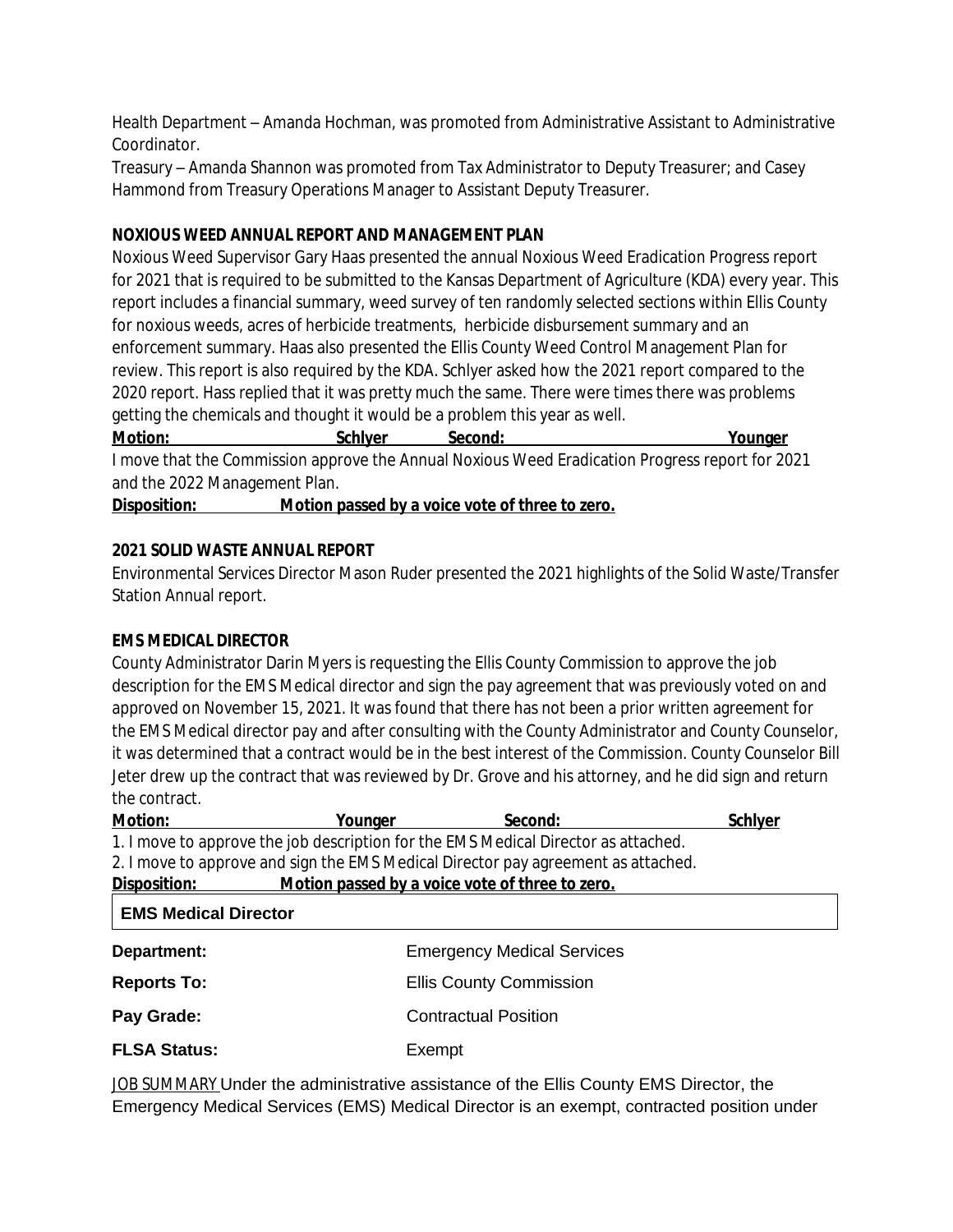Health Department – Amanda Hochman, was promoted from Administrative Assistant to Administrative Coordinator.

Treasury – Amanda Shannon was promoted from Tax Administrator to Deputy Treasurer; and Casey Hammond from Treasury Operations Manager to Assistant Deputy Treasurer.

**NOXIOUS WEED ANNUAL REPORT AND MANAGEMENT PLAN**

Noxious Weed Supervisor Gary Haas presented the annual Noxious Weed Eradication Progress report for 2021 that is required to be submitted to the Kansas Department of Agriculture (KDA) every year. This report includes a financial summary, weed survey of ten randomly selected sections within Ellis County for noxious weeds, acres of herbicide treatments, herbicide disbursement summary and an enforcement summary. Haas also presented the Ellis County Weed Control Management Plan for review. This report is also required by the KDA. Schlyer asked how the 2021 report compared to the 2020 report. Hass replied that it was pretty much the same. There were times there was problems getting the chemicals and thought it would be a problem this year as well.

**Motion: Schlyer Second: Younger**

I move that the Commission approve the Annual Noxious Weed Eradication Progress report for 2021 and the 2022 Management Plan.

**Disposition: Motion passed by a voice vote of three to zero.**

**2021 SOLID WASTE ANNUAL REPORT**

Environmental Services Director Mason Ruder presented the 2021 highlights of the Solid Waste/Transfer Station Annual report.

**EMS MEDICAL DIRECTOR**

County Administrator Darin Myers is requesting the Ellis County Commission to approve the job description for the EMS Medical director and sign the pay agreement that was previously voted on and approved on November 15, 2021. It was found that there has not been a prior written agreement for the EMS Medical director pay and after consulting with the County Administrator and County Counselor, it was determined that a contract would be in the best interest of the Commission. County Counselor Bill Jeter drew up the contract that was reviewed by Dr. Grove and his attorney, and he did sign and return the contract.

**Motion: Younger Second: Schlyer**

1. I move to approve the job description for the EMS Medical Director as attached.
2. I move to approve and sign the EMS Medical Director pay agreement as attached.

**Disposition: Motion passed by a voice vote of three to zero.**

**EMS Medical Director**

| | |
|---|---|
| **Department:** | Emergency Medical Services |
| **Reports To:** | Ellis County Commission |
| **Pay Grade:** | Contractual Position |
| **FLSA Status:** | Exempt |

JOB SUMMARY Under the administrative assistance of the Ellis County EMS Director, the Emergency Medical Services (EMS) Medical Director is an exempt, contracted position under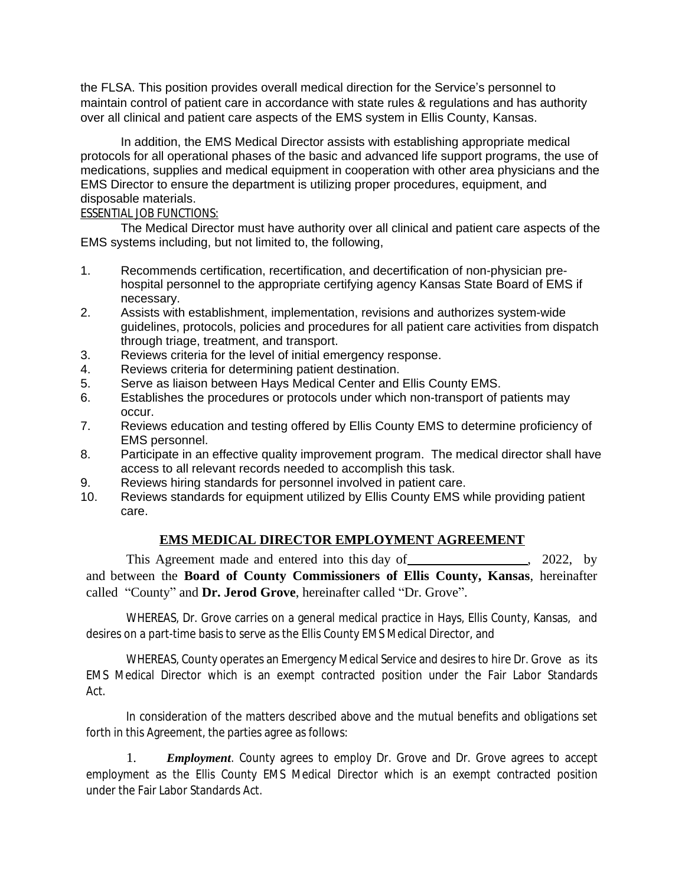the FLSA. This position provides overall medical direction for the Service's personnel to maintain control of patient care in accordance with state rules & regulations and has authority over all clinical and patient care aspects of the EMS system in Ellis County, Kansas.

In addition, the EMS Medical Director assists with establishing appropriate medical protocols for all operational phases of the basic and advanced life support programs, the use of medications, supplies and medical equipment in cooperation with other area physicians and the EMS Director to ensure the department is utilizing proper procedures, equipment, and disposable materials.

ESSENTIAL JOB FUNCTIONS:

The Medical Director must have authority over all clinical and patient care aspects of the EMS systems including, but not limited to, the following,

1. Recommends certification, recertification, and decertification of non-physician pre-hospital personnel to the appropriate certifying agency Kansas State Board of EMS if necessary.
2. Assists with establishment, implementation, revisions and authorizes system-wide guidelines, protocols, policies and procedures for all patient care activities from dispatch through triage, treatment, and transport.
3. Reviews criteria for the level of initial emergency response.
4. Reviews criteria for determining patient destination.
5. Serve as liaison between Hays Medical Center and Ellis County EMS.
6. Establishes the procedures or protocols under which non-transport of patients may occur.
7. Reviews education and testing offered by Ellis County EMS to determine proficiency of EMS personnel.
8. Participate in an effective quality improvement program. The medical director shall have access to all relevant records needed to accomplish this task.
9. Reviews hiring standards for personnel involved in patient care.
10. Reviews standards for equipment utilized by Ellis County EMS while providing patient care.

## EMS MEDICAL DIRECTOR EMPLOYMENT AGREEMENT

This Agreement made and entered into this day of__________________, 2022, by and between the **Board of County Commissioners of Ellis County, Kansas**, hereinafter called "County" and **Dr. Jerod Grove**, hereinafter called "Dr. Grove".

WHEREAS, Dr. Grove carries on a general medical practice in Hays, Ellis County, Kansas, and desires on a part-time basis to serve as the Ellis County EMS Medical Director, and

WHEREAS, County operates an Emergency Medical Service and desires to hire Dr. Grove as its EMS Medical Director which is an exempt contracted position under the Fair Labor Standards Act.

In consideration of the matters described above and the mutual benefits and obligations set forth in this Agreement, the parties agree as follows:

1. ***Employment***. County agrees to employ Dr. Grove and Dr. Grove agrees to accept employment as the Ellis County EMS Medical Director which is an exempt contracted position under the Fair Labor Standards Act.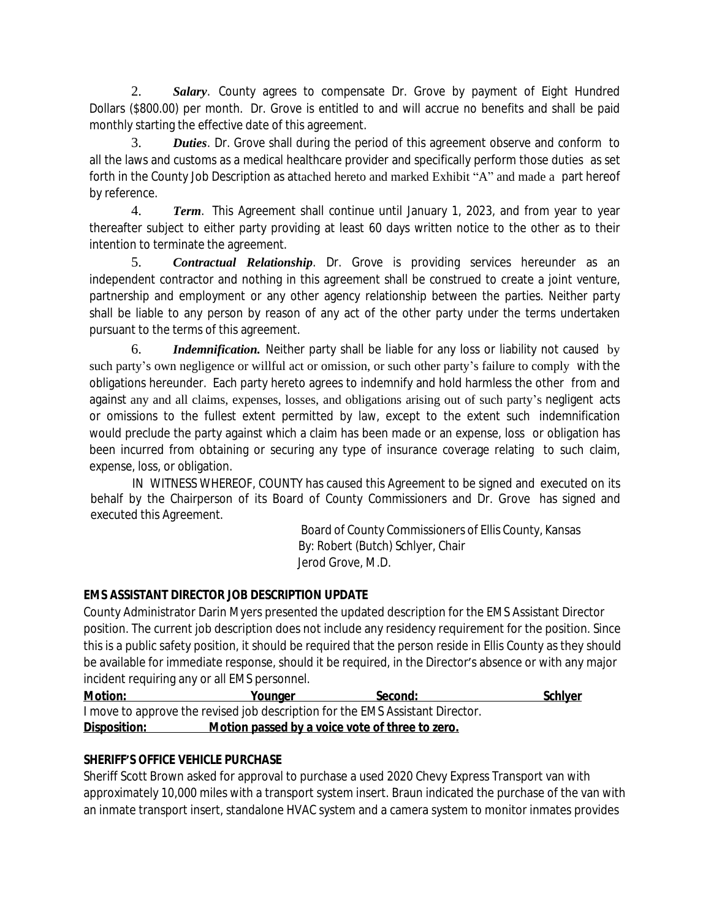2. ***Salary***. County agrees to compensate Dr. Grove by payment of Eight Hundred Dollars ($800.00) per month. Dr. Grove is entitled to and will accrue no benefits and shall be paid monthly starting the effective date of this agreement.

3. ***Duties***. Dr. Grove shall during the period of this agreement observe and conform to all the laws and customs as a medical healthcare provider and specifically perform those duties as set forth in the County Job Description as attached hereto and marked Exhibit "A" and made a part hereof by reference.

4. ***Term***. This Agreement shall continue until January 1, 2023, and from year to year thereafter subject to either party providing at least 60 days written notice to the other as to their intention to terminate the agreement.

5. ***Contractual Relationship***. Dr. Grove is providing services hereunder as an independent contractor and nothing in this agreement shall be construed to create a joint venture, partnership and employment or any other agency relationship between the parties. Neither party shall be liable to any person by reason of any act of the other party under the terms undertaken pursuant to the terms of this agreement.

6. ***Indemnification.*** Neither party shall be liable for any loss or liability not caused by such party's own negligence or willful act or omission, or such other party's failure to comply with the obligations hereunder. Each party hereto agrees to indemnify and hold harmless the other from and against any and all claims, expenses, losses, and obligations arising out of such party's negligent acts or omissions to the fullest extent permitted by law, except to the extent such indemnification would preclude the party against which a claim has been made or an expense, loss or obligation has been incurred from obtaining or securing any type of insurance coverage relating to such claim, expense, loss, or obligation.

IN WITNESS WHEREOF, COUNTY has caused this Agreement to be signed and executed on its behalf by the Chairperson of its Board of County Commissioners and Dr. Grove has signed and executed this Agreement.

Board of County Commissioners of Ellis County, Kansas
By: Robert (Butch) Schlyer, Chair
Jerod Grove, M.D.

**EMS ASSISTANT DIRECTOR JOB DESCRIPTION UPDATE**

County Administrator Darin Myers presented the updated description for the EMS Assistant Director position. The current job description does not include any residency requirement for the position. Since this is a public safety position, it should be required that the person reside in Ellis County as they should be available for immediate response, should it be required, in the Director's absence or with any major incident requiring any or all EMS personnel.

**Motion:** **Younger** **Second:** **Schlyer**

I move to approve the revised job description for the EMS Assistant Director.

**Disposition:** **Motion passed by a voice vote of three to zero.**

**SHERIFF'S OFFICE VEHICLE PURCHASE**

Sheriff Scott Brown asked for approval to purchase a used 2020 Chevy Express Transport van with approximately 10,000 miles with a transport system insert. Braun indicated the purchase of the van with an inmate transport insert, standalone HVAC system and a camera system to monitor inmates provides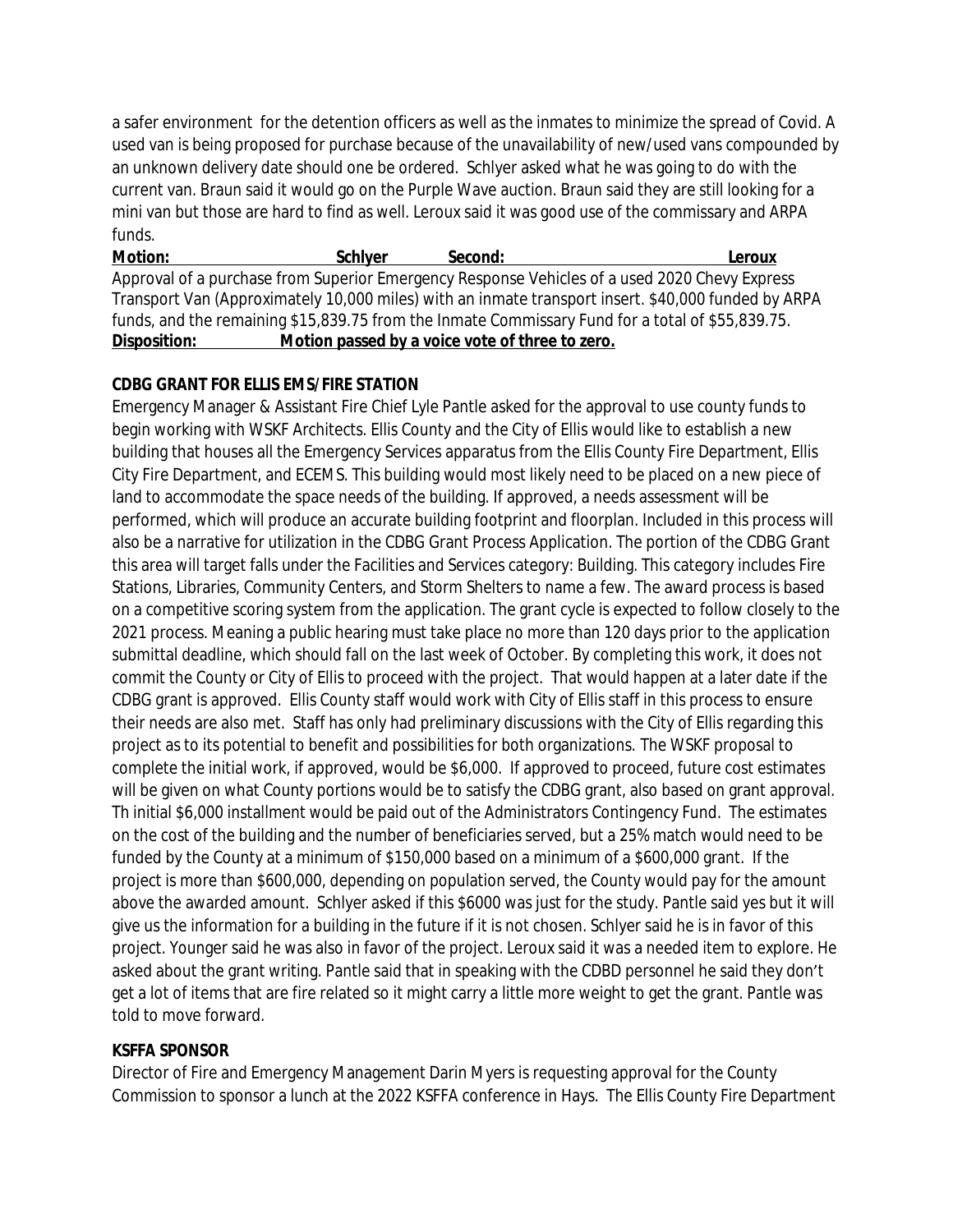a safer environment for the detention officers as well as the inmates to minimize the spread of Covid. A used van is being proposed for purchase because of the unavailability of new/used vans compounded by an unknown delivery date should one be ordered. Schlyer asked what he was going to do with the current van. Braun said it would go on the Purple Wave auction. Braun said they are still looking for a mini van but those are hard to find as well. Leroux said it was good use of the commissary and ARPA funds.

**Motion:** **Schlyer** **Second:** **Leroux**

Approval of a purchase from Superior Emergency Response Vehicles of a used 2020 Chevy Express Transport Van (Approximately 10,000 miles) with an inmate transport insert. $40,000 funded by ARPA funds, and the remaining $15,839.75 from the Inmate Commissary Fund for a total of $55,839.75.

**Disposition:** **Motion passed by a voice vote of three to zero.**

**CDBG GRANT FOR ELLIS EMS/FIRE STATION**

Emergency Manager & Assistant Fire Chief Lyle Pantle asked for the approval to use county funds to begin working with WSKF Architects. Ellis County and the City of Ellis would like to establish a new building that houses all the Emergency Services apparatus from the Ellis County Fire Department, Ellis City Fire Department, and ECEMS. This building would most likely need to be placed on a new piece of land to accommodate the space needs of the building. If approved, a needs assessment will be performed, which will produce an accurate building footprint and floorplan. Included in this process will also be a narrative for utilization in the CDBG Grant Process Application. The portion of the CDBG Grant this area will target falls under the Facilities and Services category: Building. This category includes Fire Stations, Libraries, Community Centers, and Storm Shelters to name a few. The award process is based on a competitive scoring system from the application. The grant cycle is expected to follow closely to the 2021 process. Meaning a public hearing must take place no more than 120 days prior to the application submittal deadline, which should fall on the last week of October. By completing this work, it does not commit the County or City of Ellis to proceed with the project. That would happen at a later date if the CDBG grant is approved. Ellis County staff would work with City of Ellis staff in this process to ensure their needs are also met. Staff has only had preliminary discussions with the City of Ellis regarding this project as to its potential to benefit and possibilities for both organizations. The WSKF proposal to complete the initial work, if approved, would be $6,000. If approved to proceed, future cost estimates will be given on what County portions would be to satisfy the CDBG grant, also based on grant approval. Th initial $6,000 installment would be paid out of the Administrators Contingency Fund. The estimates on the cost of the building and the number of beneficiaries served, but a 25% match would need to be funded by the County at a minimum of $150,000 based on a minimum of a $600,000 grant. If the project is more than $600,000, depending on population served, the County would pay for the amount above the awarded amount. Schlyer asked if this $6000 was just for the study. Pantle said yes but it will give us the information for a building in the future if it is not chosen. Schlyer said he is in favor of this project. Younger said he was also in favor of the project. Leroux said it was a needed item to explore. He asked about the grant writing. Pantle said that in speaking with the CDBD personnel he said they don't get a lot of items that are fire related so it might carry a little more weight to get the grant. Pantle was told to move forward.

**KSFFA SPONSOR**

Director of Fire and Emergency Management Darin Myers is requesting approval for the County Commission to sponsor a lunch at the 2022 KSFFA conference in Hays. The Ellis County Fire Department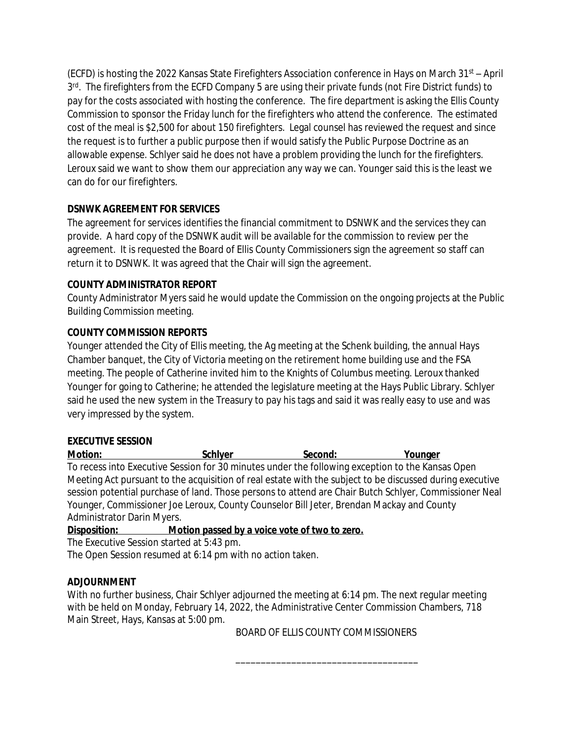(ECFD) is hosting the 2022 Kansas State Firefighters Association conference in Hays on March 31st – April 3rd. The firefighters from the ECFD Company 5 are using their private funds (not Fire District funds) to pay for the costs associated with hosting the conference. The fire department is asking the Ellis County Commission to sponsor the Friday lunch for the firefighters who attend the conference. The estimated cost of the meal is $2,500 for about 150 firefighters. Legal counsel has reviewed the request and since the request is to further a public purpose then if would satisfy the Public Purpose Doctrine as an allowable expense. Schlyer said he does not have a problem providing the lunch for the firefighters. Leroux said we want to show them our appreciation any way we can. Younger said this is the least we can do for our firefighters.

**DSNWK AGREEMENT FOR SERVICES**

The agreement for services identifies the financial commitment to DSNWK and the services they can provide. A hard copy of the DSNWK audit will be available for the commission to review per the agreement. It is requested the Board of Ellis County Commissioners sign the agreement so staff can return it to DSNWK. It was agreed that the Chair will sign the agreement.

**COUNTY ADMINISTRATOR REPORT**

County Administrator Myers said he would update the Commission on the ongoing projects at the Public Building Commission meeting.

**COUNTY COMMISSION REPORTS**

Younger attended the City of Ellis meeting, the Ag meeting at the Schenk building, the annual Hays Chamber banquet, the City of Victoria meeting on the retirement home building use and the FSA meeting. The people of Catherine invited him to the Knights of Columbus meeting. Leroux thanked Younger for going to Catherine; he attended the legislature meeting at the Hays Public Library. Schlyer said he used the new system in the Treasury to pay his tags and said it was really easy to use and was very impressed by the system.

**EXECUTIVE SESSION**

**Motion: Schlyer Second: Younger**

To recess into Executive Session for 30 minutes under the following exception to the Kansas Open Meeting Act pursuant to the acquisition of real estate with the subject to be discussed during executive session potential purchase of land. Those persons to attend are Chair Butch Schlyer, Commissioner Neal Younger, Commissioner Joe Leroux, County Counselor Bill Jeter, Brendan Mackay and County Administrator Darin Myers.

**Disposition: Motion passed by a voice vote of two to zero.**

The Executive Session started at 5:43 pm.

The Open Session resumed at 6:14 pm with no action taken.

**ADJOURNMENT**

With no further business, Chair Schlyer adjourned the meeting at 6:14 pm. The next regular meeting with be held on Monday, February 14, 2022, the Administrative Center Commission Chambers, 718 Main Street, Hays, Kansas at 5:00 pm.

BOARD OF ELLIS COUNTY COMMISSIONERS

____________________________________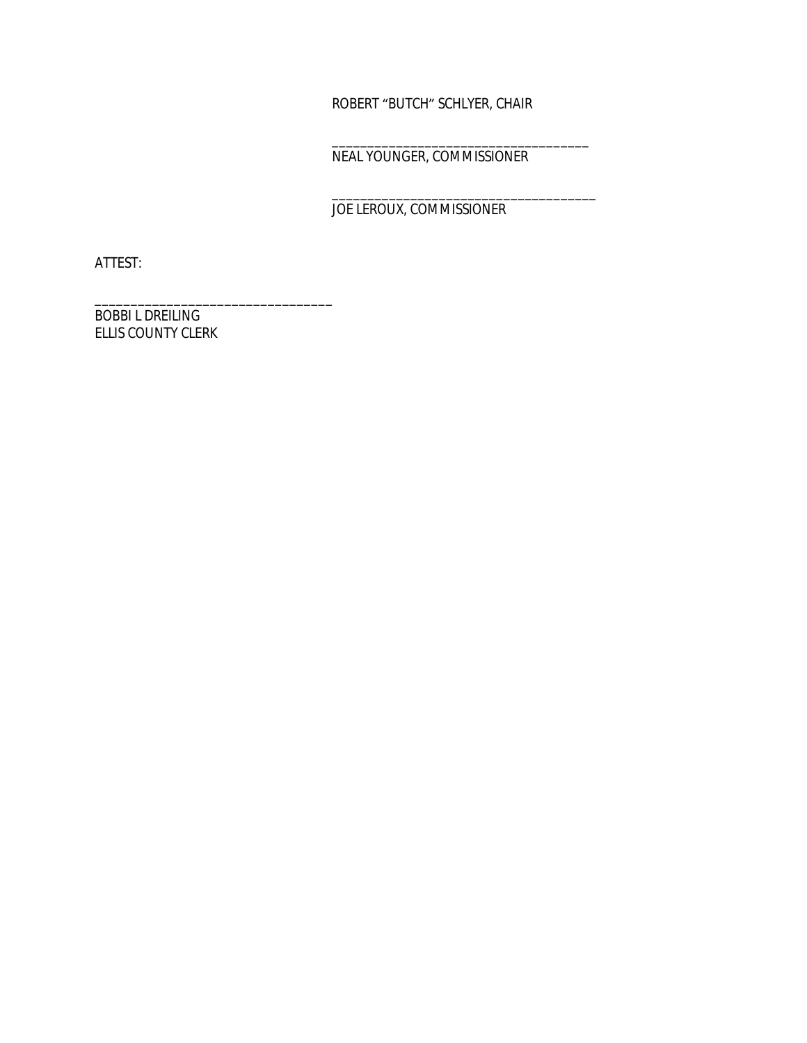ROBERT “BUTCH” SCHLYER, CHAIR

_____________________________________
NEAL YOUNGER, COMMISSIONER

______________________________________
JOE LEROUX, COMMISSIONER

ATTEST:

__________________________________
BOBBI L DREILING
ELLIS COUNTY CLERK